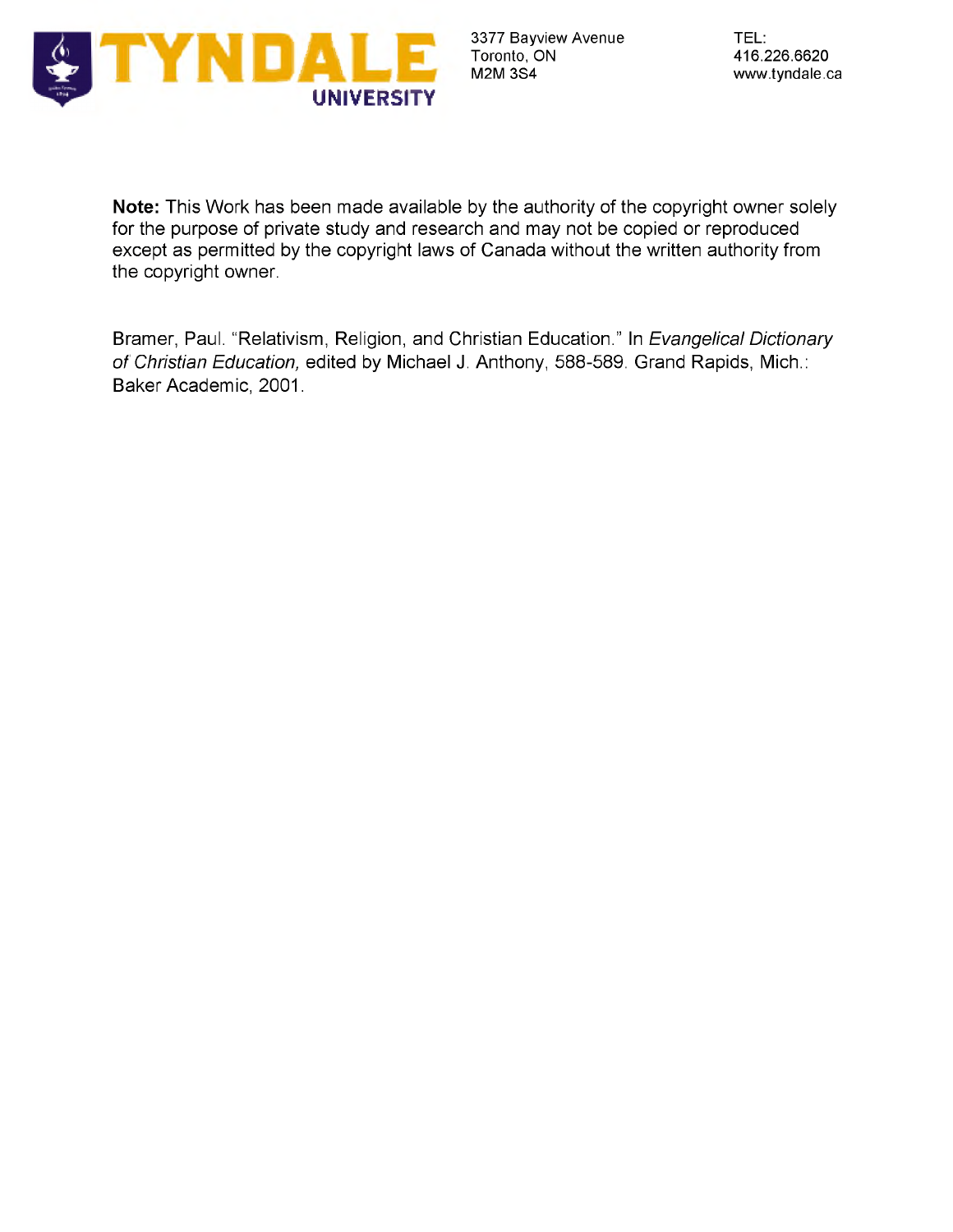TYNDALE UNIVERSITY

3377 Bayview Avenue
Toronto, ON
M2M 3S4

TEL:
416.226.6620
www.tyndale.ca

**Note:** This Work has been made available by the authority of the copyright owner solely for the purpose of private study and research and may not be copied or reproduced except as permitted by the copyright laws of Canada without the written authority from the copyright owner.

Bramer, Paul. "Relativism, Religion, and Christian Education." In *Evangelical Dictionary of Christian Education,* edited by Michael J. Anthony, 588-589. Grand Rapids, Mich.: Baker Academic, 2001.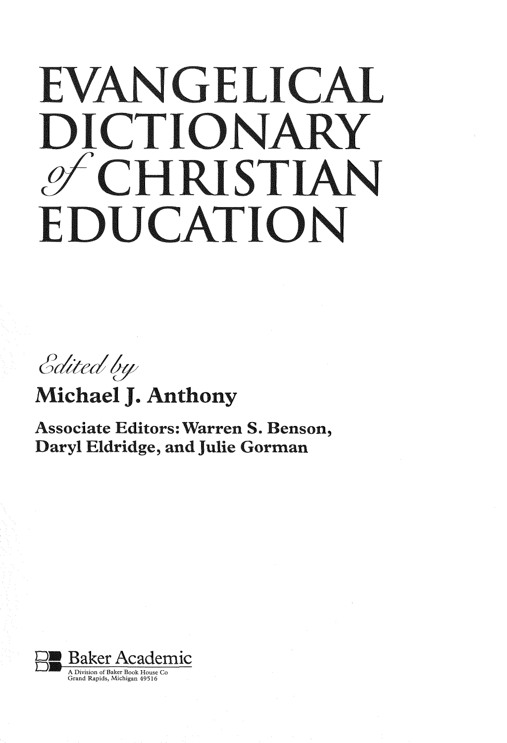# EVANGELICAL DICTIONARY *of* CHRISTIAN EDUCATION

*Edited by*

**Michael J. Anthony**

Associate Editors: Warren S. Benson, Daryl Eldridge, and Julie Gorman

Baker Academic

A Division of Baker Book House Co
Grand Rapids, Michigan 49516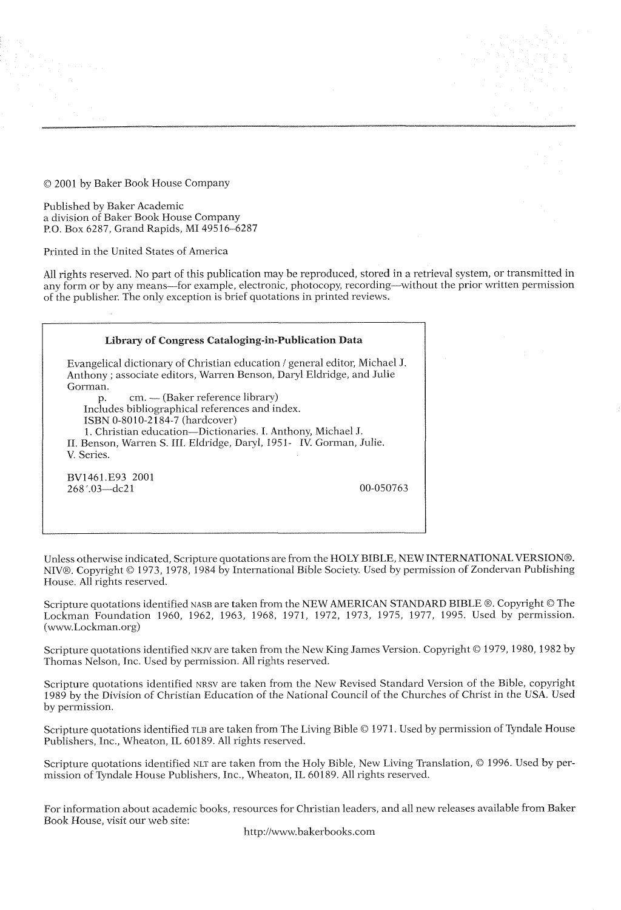© 2001 by Baker Book House Company

Published by Baker Academic
a division of Baker Book House Company
P.O. Box 6287, Grand Rapids, MI 49516-6287

Printed in the United States of America

All rights reserved. No part of this publication may be reproduced, stored in a retrieval system, or transmitted in any form or by any means—for example, electronic, photocopy, recording—without the prior written permission of the publisher. The only exception is brief quotations in printed reviews.

**Library of Congress Cataloging-in-Publication Data**

Evangelical dictionary of Christian education / general editor, Michael J. Anthony ; associate editors, Warren Benson, Daryl Eldridge, and Julie Gorman.
p. cm. — (Baker reference library)
Includes bibliographical references and index.
ISBN 0-8010-2184-7 (hardcover)
1. Christian education—Dictionaries. I. Anthony, Michael J. II. Benson, Warren S. III. Eldridge, Daryl, 1951- IV. Gorman, Julie. V. Series.

BV1461.E93 2001
268'.03—dc21 00-050763

Unless otherwise indicated, Scripture quotations are from the HOLY BIBLE, NEW INTERNATIONAL VERSION®. NIV®. Copyright © 1973, 1978, 1984 by International Bible Society. Used by permission of Zondervan Publishing House. All rights reserved.

Scripture quotations identified NASB are taken from the NEW AMERICAN STANDARD BIBLE ®. Copyright © The Lockman Foundation 1960, 1962, 1963, 1968, 1971, 1972, 1973, 1975, 1977, 1995. Used by permission. (www.Lockman.org)

Scripture quotations identified NKJV are taken from the New King James Version. Copyright © 1979, 1980, 1982 by Thomas Nelson, Inc. Used by permission. All rights reserved.

Scripture quotations identified NRSV are taken from the New Revised Standard Version of the Bible, copyright 1989 by the Division of Christian Education of the National Council of the Churches of Christ in the USA. Used by permission.

Scripture quotations identified TLB are taken from The Living Bible © 1971. Used by permission of Tyndale House Publishers, Inc., Wheaton, IL 60189. All rights reserved.

Scripture quotations identified NLT are taken from the Holy Bible, New Living Translation, © 1996. Used by permission of Tyndale House Publishers, Inc., Wheaton, IL 60189. All rights reserved.

For information about academic books, resources for Christian leaders, and all new releases available from Baker Book House, visit our web site:
http://www.bakerbooks.com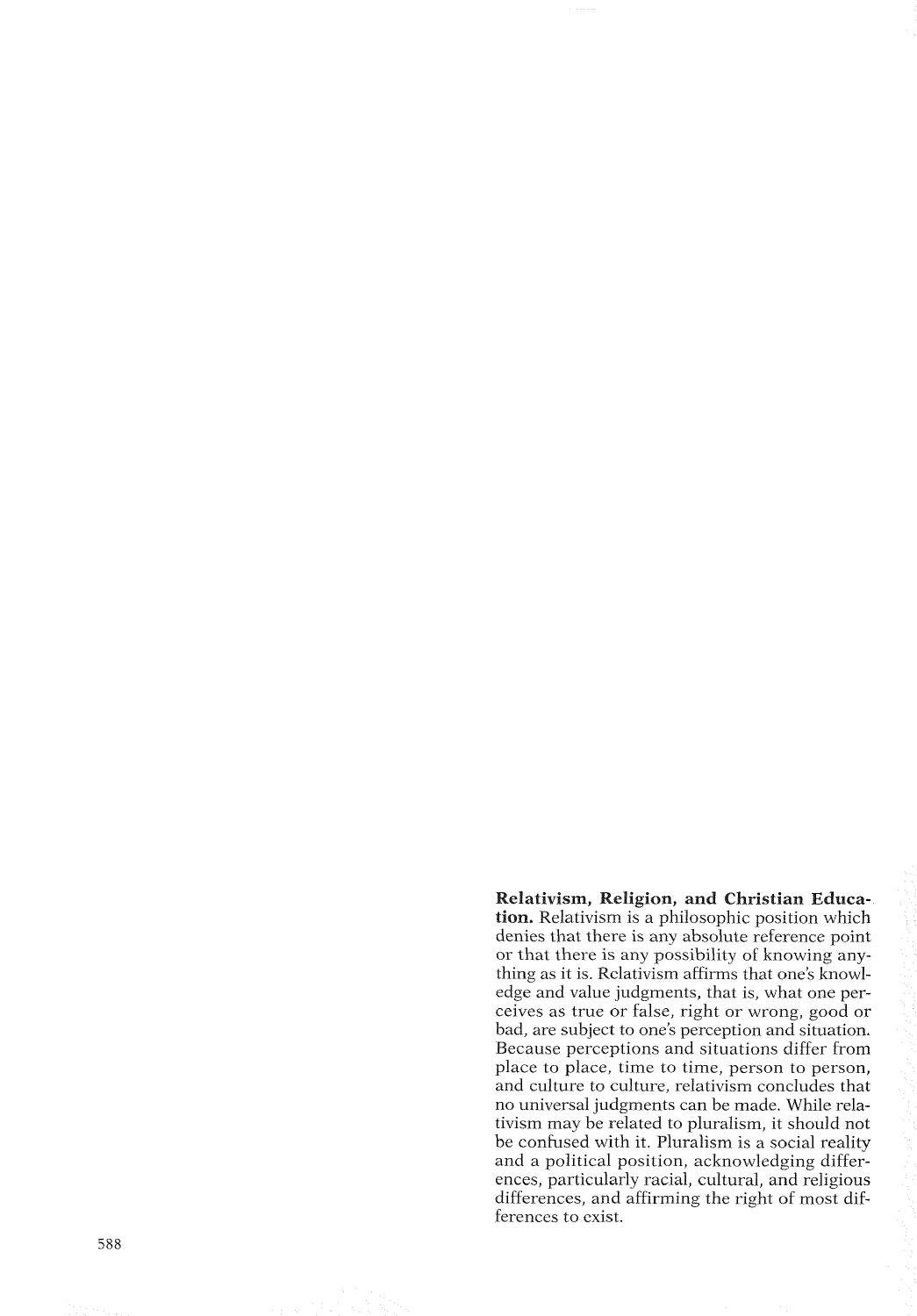**Relativism, Religion, and Christian Education.** Relativism is a philosophic position which denies that there is any absolute reference point or that there is any possibility of knowing anything as it is. Relativism affirms that one's knowledge and value judgments, that is, what one perceives as true or false, right or wrong, good or bad, are subject to one's perception and situation. Because perceptions and situations differ from place to place, time to time, person to person, and culture to culture, relativism concludes that no universal judgments can be made. While relativism may be related to pluralism, it should not be confused with it. Pluralism is a social reality and a political position, acknowledging differences, particularly racial, cultural, and religious differences, and affirming the right of most differences to exist.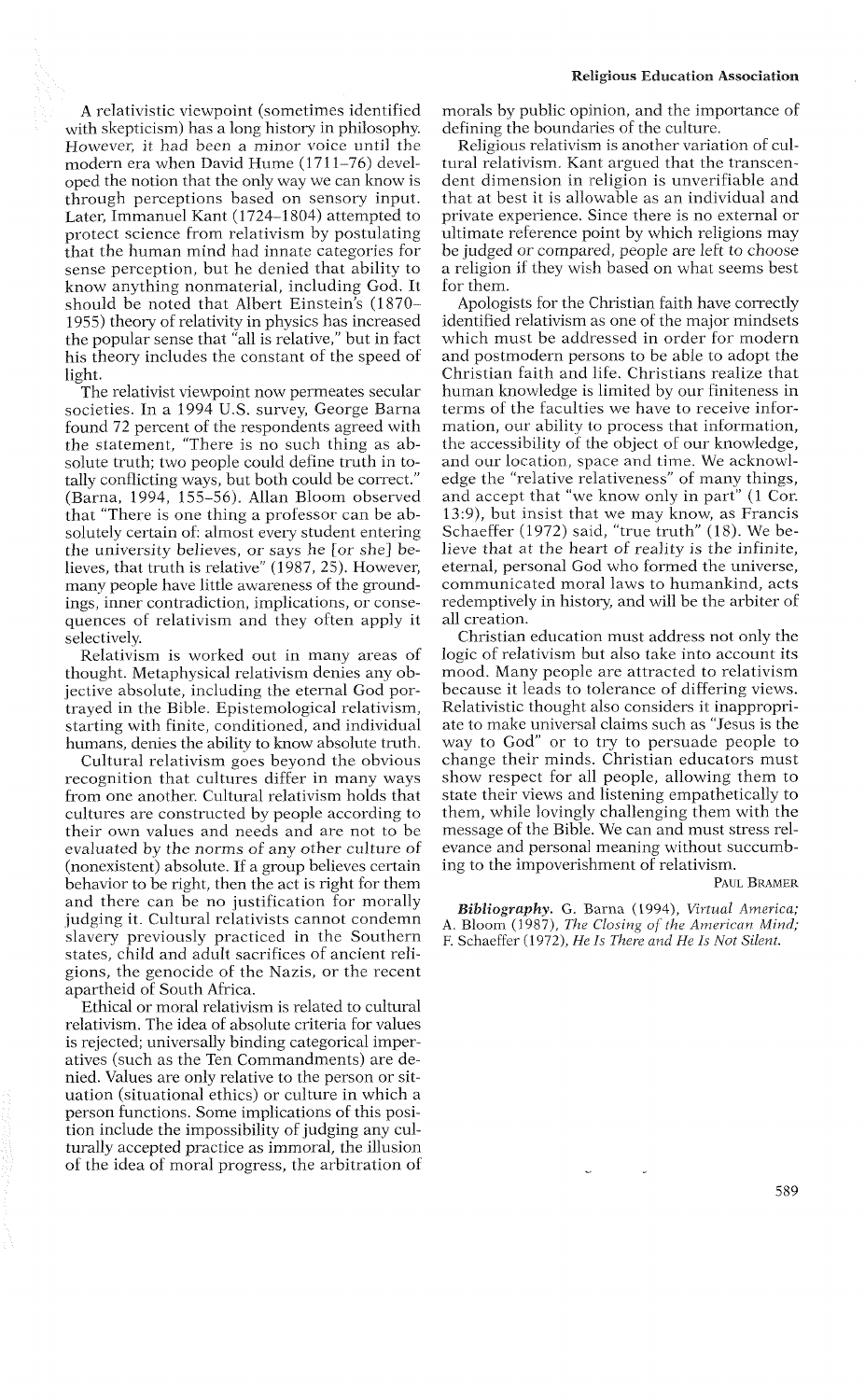A relativistic viewpoint (sometimes identified with skepticism) has a long history in philosophy. However, it had been a minor voice until the modern era when David Hume (1711–76) developed the notion that the only way we can know is through perceptions based on sensory input. Later, Immanuel Kant (1724–1804) attempted to protect science from relativism by postulating that the human mind had innate categories for sense perception, but he denied that ability to know anything nonmaterial, including God. It should be noted that Albert Einstein's (1870–1955) theory of relativity in physics has increased the popular sense that "all is relative," but in fact his theory includes the constant of the speed of light.

The relativist viewpoint now permeates secular societies. In a 1994 U.S. survey, George Barna found 72 percent of the respondents agreed with the statement, "There is no such thing as absolute truth; two people could define truth in totally conflicting ways, but both could be correct." (Barna, 1994, 155–56). Allan Bloom observed that "There is one thing a professor can be absolutely certain of: almost every student entering the university believes, or says he [or she] believes, that truth is relative" (1987, 25). However, many people have little awareness of the groundings, inner contradiction, implications, or consequences of relativism and they often apply it selectively.

Relativism is worked out in many areas of thought. Metaphysical relativism denies any objective absolute, including the eternal God portrayed in the Bible. Epistemological relativism, starting with finite, conditioned, and individual humans, denies the ability to know absolute truth.

Cultural relativism goes beyond the obvious recognition that cultures differ in many ways from one another. Cultural relativism holds that cultures are constructed by people according to their own values and needs and are not to be evaluated by the norms of any other culture of (nonexistent) absolute. If a group believes certain behavior to be right, then the act is right for them and there can be no justification for morally judging it. Cultural relativists cannot condemn slavery previously practiced in the Southern states, child and adult sacrifices of ancient religions, the genocide of the Nazis, or the recent apartheid of South Africa.

Ethical or moral relativism is related to cultural relativism. The idea of absolute criteria for values is rejected; universally binding categorical imperatives (such as the Ten Commandments) are denied. Values are only relative to the person or situation (situational ethics) or culture in which a person functions. Some implications of this position include the impossibility of judging any culturally accepted practice as immoral, the illusion of the idea of moral progress, the arbitration of morals by public opinion, and the importance of defining the boundaries of the culture.

Religious relativism is another variation of cultural relativism. Kant argued that the transcendent dimension in religion is unverifiable and that at best it is allowable as an individual and private experience. Since there is no external or ultimate reference point by which religions may be judged or compared, people are left to choose a religion if they wish based on what seems best for them.

Apologists for the Christian faith have correctly identified relativism as one of the major mindsets which must be addressed in order for modern and postmodern persons to be able to adopt the Christian faith and life. Christians realize that human knowledge is limited by our finiteness in terms of the faculties we have to receive information, our ability to process that information, the accessibility of the object of our knowledge, and our location, space and time. We acknowledge the "relative relativeness" of many things, and accept that "we know only in part" (1 Cor. 13:9), but insist that we may know, as Francis Schaeffer (1972) said, "true truth" (18). We believe that at the heart of reality is the infinite, eternal, personal God who formed the universe, communicated moral laws to humankind, acts redemptively in history, and will be the arbiter of all creation.

Christian education must address not only the logic of relativism but also take into account its mood. Many people are attracted to relativism because it leads to tolerance of differing views. Relativistic thought also considers it inappropriate to make universal claims such as "Jesus is the way to God" or to try to persuade people to change their minds. Christian educators must show respect for all people, allowing them to state their views and listening empathetically to them, while lovingly challenging them with the message of the Bible. We can and must stress relevance and personal meaning without succumbing to the impoverishment of relativism.

PAUL BRAMER

***Bibliography.*** G. Barna (1994), *Virtual America;* A. Bloom (1987), *The Closing of the American Mind;* F. Schaeffer (1972), *He Is There and He Is Not Silent.*